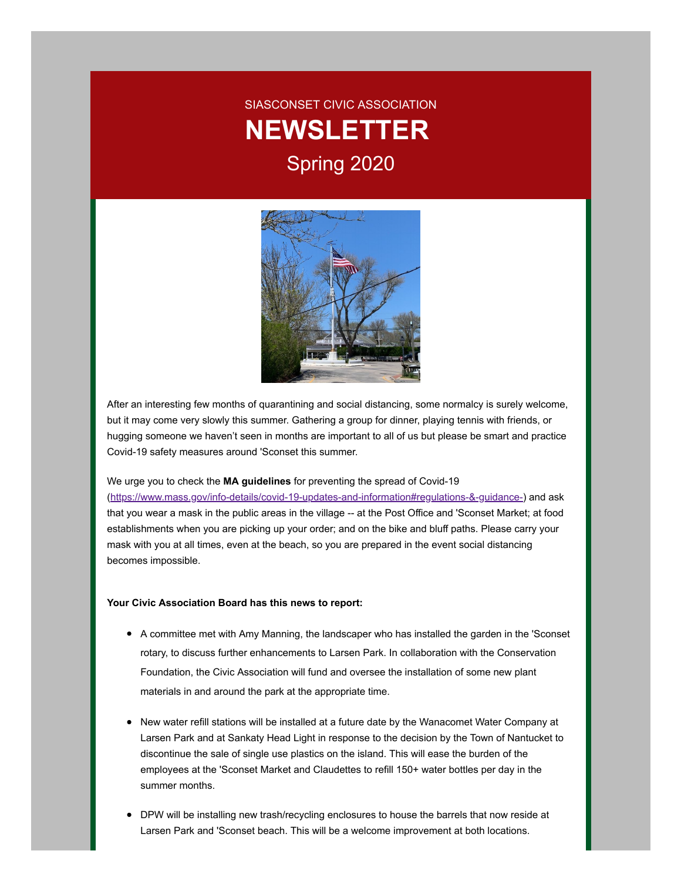SIASCONSET CIVIC ASSOCIATION

# NEWSLETTER

## Spring 2020

After an interesting few months of quarantining and social distancing, some normalcy is surely welcome, but it may come very slowly this summer. Gathering a group for dinner, playing tennis with friends, or hugging someone we haven't seen in months are important to all of us but please be smart and practice Covid-19 safety measures around 'Sconset this summer.

We urge you to check the **MA guidelines** for preventing the spread of Covid-19 ([https://www.mass.gov/info-details/covid-19-updates-and-information#regulations-&-guidance-](https://www.mass.gov/info-details/covid-19-updates-and-information#regulations-&-guidance-)) and ask that you wear a mask in the public areas in the village -- at the Post Office and 'Sconset Market; at food establishments when you are picking up your order; and on the bike and bluff paths. Please carry your mask with you at all times, even at the beach, so you are prepared in the event social distancing becomes impossible.

**Your Civic Association Board has this news to report:**

- A committee met with Amy Manning, the landscaper who has installed the garden in the 'Sconset rotary, to discuss further enhancements to Larsen Park. In collaboration with the Conservation Foundation, the Civic Association will fund and oversee the installation of some new plant materials in and around the park at the appropriate time.
- New water refill stations will be installed at a future date by the Wanacomet Water Company at Larsen Park and at Sankaty Head Light in response to the decision by the Town of Nantucket to discontinue the sale of single use plastics on the island. This will ease the burden of the employees at the 'Sconset Market and Claudettes to refill 150+ water bottles per day in the summer months.
- DPW will be installing new trash/recycling enclosures to house the barrels that now reside at Larsen Park and 'Sconset beach. This will be a welcome improvement at both locations.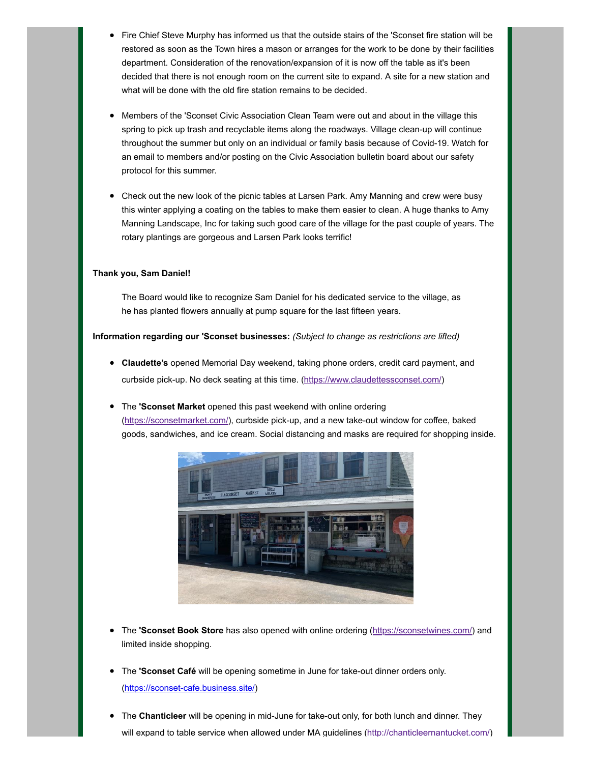- Fire Chief Steve Murphy has informed us that the outside stairs of the 'Sconset fire station will be restored as soon as the Town hires a mason or arranges for the work to be done by their facilities department. Consideration of the renovation/expansion of it is now off the table as it's been decided that there is not enough room on the current site to expand. A site for a new station and what will be done with the old fire station remains to be decided.

- Members of the 'Sconset Civic Association Clean Team were out and about in the village this spring to pick up trash and recyclable items along the roadways. Village clean-up will continue throughout the summer but only on an individual or family basis because of Covid-19. Watch for an email to members and/or posting on the Civic Association bulletin board about our safety protocol for this summer.

- Check out the new look of the picnic tables at Larsen Park. Amy Manning and crew were busy this winter applying a coating on the tables to make them easier to clean. A huge thanks to Amy Manning Landscape, Inc for taking such good care of the village for the past couple of years. The rotary plantings are gorgeous and Larsen Park looks terrific!

**Thank you, Sam Daniel!**

The Board would like to recognize Sam Daniel for his dedicated service to the village, as he has planted flowers annually at pump square for the last fifteen years.

**Information regarding our 'Sconset businesses:** *(Subject to change as restrictions are lifted)*

- **Claudette's** opened Memorial Day weekend, taking phone orders, credit card payment, and curbside pick-up. No deck seating at this time. (https://www.claudettessconset.com/)

- The **'Sconset Market** opened this past weekend with online ordering (https://sconsetmarket.com/), curbside pick-up, and a new take-out window for coffee, baked goods, sandwiches, and ice cream. Social distancing and masks are required for shopping inside.

- The **'Sconset Book Store** has also opened with online ordering (https://sconsetwines.com/) and limited inside shopping.

- The **'Sconset Café** will be opening sometime in June for take-out dinner orders only. (https://sconset-cafe.business.site/)

- The **Chanticleer** will be opening in mid-June for take-out only, for both lunch and dinner. They will expand to table service when allowed under MA guidelines (http://chanticleernantucket.com/)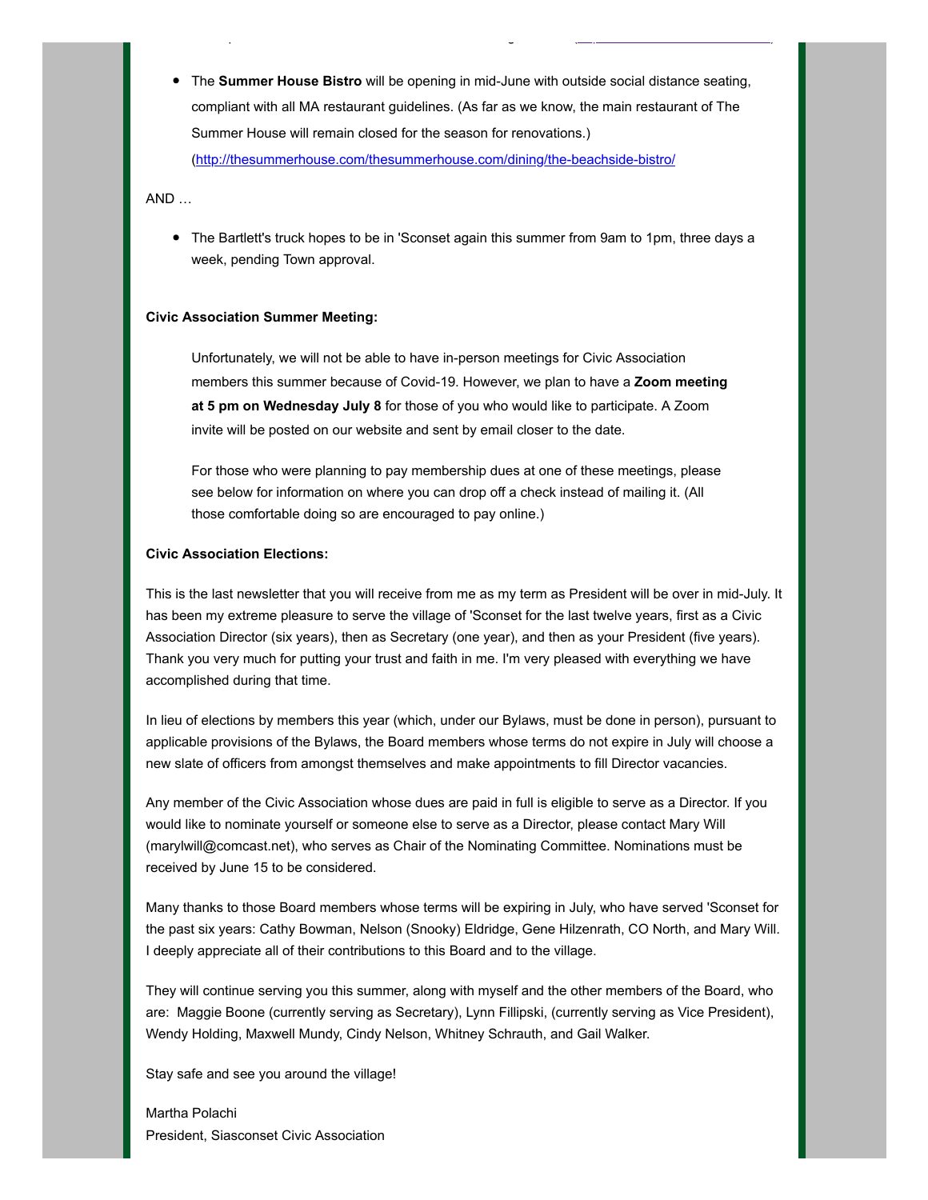- The **Summer House Bistro** will be opening in mid-June with outside social distance seating, compliant with all MA restaurant guidelines. (As far as we know, the main restaurant of The Summer House will remain closed for the season for renovations.) (http://thesummerhouse.com/thesummerhouse.com/dining/the-beachside-bistro/

AND …

- The Bartlett's truck hopes to be in 'Sconset again this summer from 9am to 1pm, three days a week, pending Town approval.

**Civic Association Summer Meeting:**

Unfortunately, we will not be able to have in-person meetings for Civic Association members this summer because of Covid-19. However, we plan to have a **Zoom meeting at 5 pm on Wednesday July 8** for those of you who would like to participate. A Zoom invite will be posted on our website and sent by email closer to the date.

For those who were planning to pay membership dues at one of these meetings, please see below for information on where you can drop off a check instead of mailing it. (All those comfortable doing so are encouraged to pay online.)

**Civic Association Elections:**

This is the last newsletter that you will receive from me as my term as President will be over in mid-July. It has been my extreme pleasure to serve the village of 'Sconset for the last twelve years, first as a Civic Association Director (six years), then as Secretary (one year), and then as your President (five years). Thank you very much for putting your trust and faith in me. I'm very pleased with everything we have accomplished during that time.

In lieu of elections by members this year (which, under our Bylaws, must be done in person), pursuant to applicable provisions of the Bylaws, the Board members whose terms do not expire in July will choose a new slate of officers from amongst themselves and make appointments to fill Director vacancies.

Any member of the Civic Association whose dues are paid in full is eligible to serve as a Director. If you would like to nominate yourself or someone else to serve as a Director, please contact Mary Will (marylwill@comcast.net), who serves as Chair of the Nominating Committee. Nominations must be received by June 15 to be considered.

Many thanks to those Board members whose terms will be expiring in July, who have served 'Sconset for the past six years: Cathy Bowman, Nelson (Snooky) Eldridge, Gene Hilzenrath, CO North, and Mary Will. I deeply appreciate all of their contributions to this Board and to the village.

They will continue serving you this summer, along with myself and the other members of the Board, who are: Maggie Boone (currently serving as Secretary), Lynn Fillipski, (currently serving as Vice President), Wendy Holding, Maxwell Mundy, Cindy Nelson, Whitney Schrauth, and Gail Walker.

Stay safe and see you around the village!

Martha Polachi
President, Siasconset Civic Association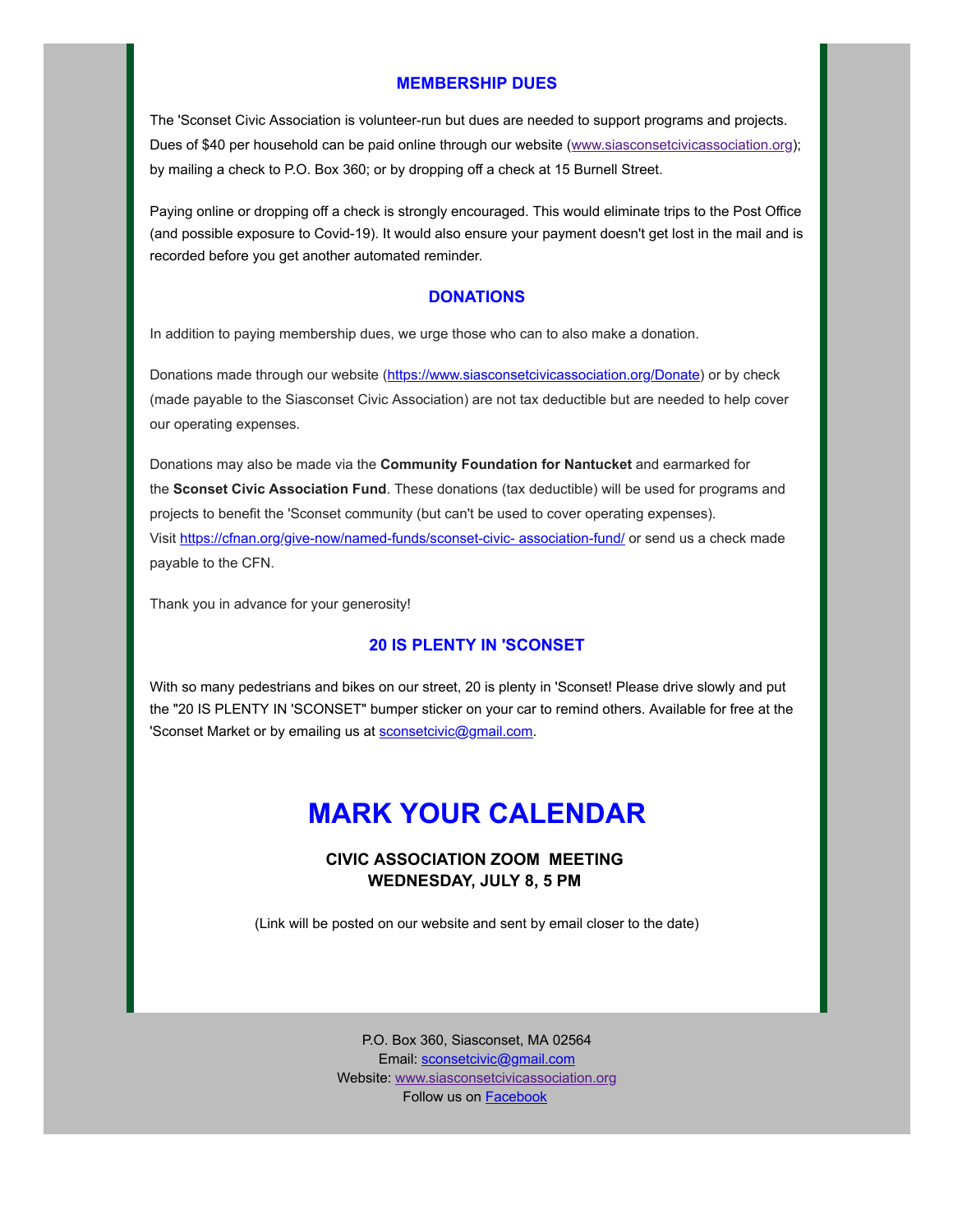## MEMBERSHIP DUES

The 'Sconset Civic Association is volunteer-run but dues are needed to support programs and projects. Dues of $40 per household can be paid online through our website (www.siasconsetcivicassociation.org); by mailing a check to P.O. Box 360; or by dropping off a check at 15 Burnell Street.

Paying online or dropping off a check is strongly encouraged. This would eliminate trips to the Post Office (and possible exposure to Covid-19). It would also ensure your payment doesn't get lost in the mail and is recorded before you get another automated reminder.

## DONATIONS

In addition to paying membership dues, we urge those who can to also make a donation.

Donations made through our website (https://www.siasconsetcivicassociation.org/Donate) or by check (made payable to the Siasconset Civic Association) are not tax deductible but are needed to help cover our operating expenses.

Donations may also be made via the **Community Foundation for Nantucket** and earmarked for the **Sconset Civic Association Fund**. These donations (tax deductible) will be used for programs and projects to benefit the 'Sconset community (but can't be used to cover operating expenses). Visit https://cfnan.org/give-now/named-funds/sconset-civic- association-fund/ or send us a check made payable to the CFN.

Thank you in advance for your generosity!

## 20 IS PLENTY IN 'SCONSET

With so many pedestrians and bikes on our street, 20 is plenty in 'Sconset! Please drive slowly and put the "20 IS PLENTY IN 'SCONSET" bumper sticker on your car to remind others. Available for free at the 'Sconset Market or by emailing us at sconsetcivic@gmail.com.

# MARK YOUR CALENDAR

**CIVIC ASSOCIATION ZOOM MEETING**
**WEDNESDAY, JULY 8, 5 PM**

(Link will be posted on our website and sent by email closer to the date)

P.O. Box 360, Siasconset, MA 02564
Email: sconsetcivic@gmail.com
Website: www.siasconsetcivicassociation.org
Follow us on Facebook